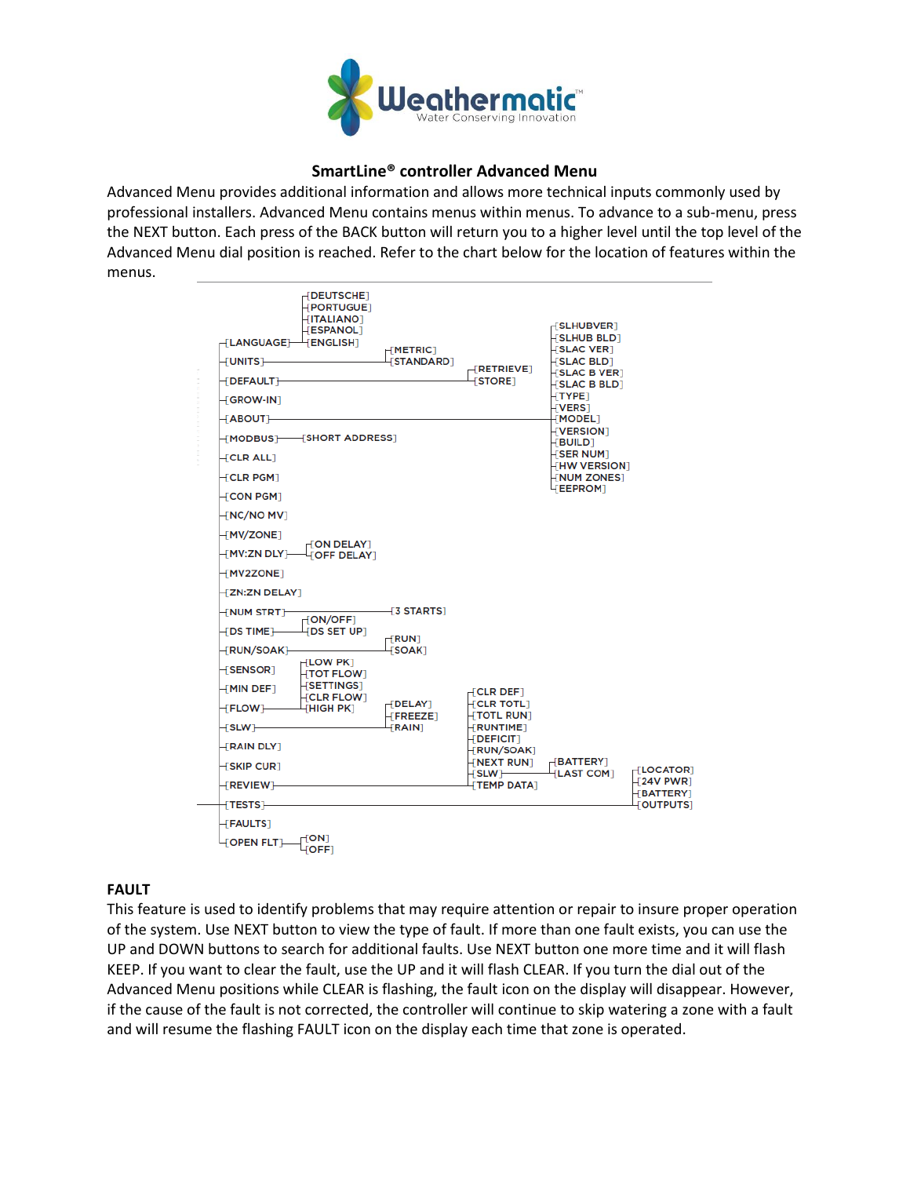Weathermatic™
Water Conserving Innovation

## SmartLine® controller Advanced Menu

Advanced Menu provides additional information and allows more technical inputs commonly used by professional installers. Advanced Menu contains menus within menus. To advance to a sub-menu, press the NEXT button. Each press of the BACK button will return you to a higher level until the top level of the Advanced Menu dial position is reached. Refer to the chart below for the location of features within the menus.

- LANGUAGE
  - DEUTSCHE
  - PORTUGUE
  - ITALIANO
  - ESPANOL
  - ENGLISH
- UNITS
  - METRIC
  - STANDARD
- DEFAULT
  - RETRIEVE
  - STORE
- GROW-IN
- ABOUT
  - SLHUBVER
  - SLHUB BLD
  - SLAC VER
  - SLAC BLD
  - SLAC B VER
  - SLAC B BLD
  - TYPE
  - VERS
  - MODEL
  - VERSION
  - BUILD
  - SER NUM
  - HW VERSION
  - NUM ZONES
  - EEPROM
- MODBUS
  - SHORT ADDRESS
- CLR ALL
- CLR PGM
- CON PGM
- NC/NO MV
- MV/ZONE
- MV:ZN DLY
  - ON DELAY
  - OFF DELAY
- MV2ZONE
- ZN:ZN DELAY
- NUM STRT
  - 3 STARTS
- DS TIME
  - ON/OFF
  - DS SET UP
- RUN/SOAK
  - RUN
  - SOAK
- SENSOR
- MIN DEF
- FLOW
  - LOW PK
  - TOT FLOW
  - SETTINGS
  - CLR FLOW
  - HIGH PK
- SLW
  - DELAY
  - FREEZE
  - RAIN
- RAIN DLY
- SKIP CUR
- REVIEW
  - CLR DEF
  - CLR TOTL
  - TOTL RUN
  - RUNTIME
  - DEFICIT
  - RUN/SOAK
  - NEXT RUN
  - SLW
    - BATTERY
    - LAST COM
  - TEMP DATA
- TESTS
  - LOCATOR
  - 24V PWR
  - BATTERY
  - OUTPUTS
- FAULTS
- OPEN FLT
  - ON
  - OFF

### FAULT

This feature is used to identify problems that may require attention or repair to insure proper operation of the system. Use NEXT button to view the type of fault. If more than one fault exists, you can use the UP and DOWN buttons to search for additional faults. Use NEXT button one more time and it will flash KEEP. If you want to clear the fault, use the UP and it will flash CLEAR. If you turn the dial out of the Advanced Menu positions while CLEAR is flashing, the fault icon on the display will disappear. However, if the cause of the fault is not corrected, the controller will continue to skip watering a zone with a fault and will resume the flashing FAULT icon on the display each time that zone is operated.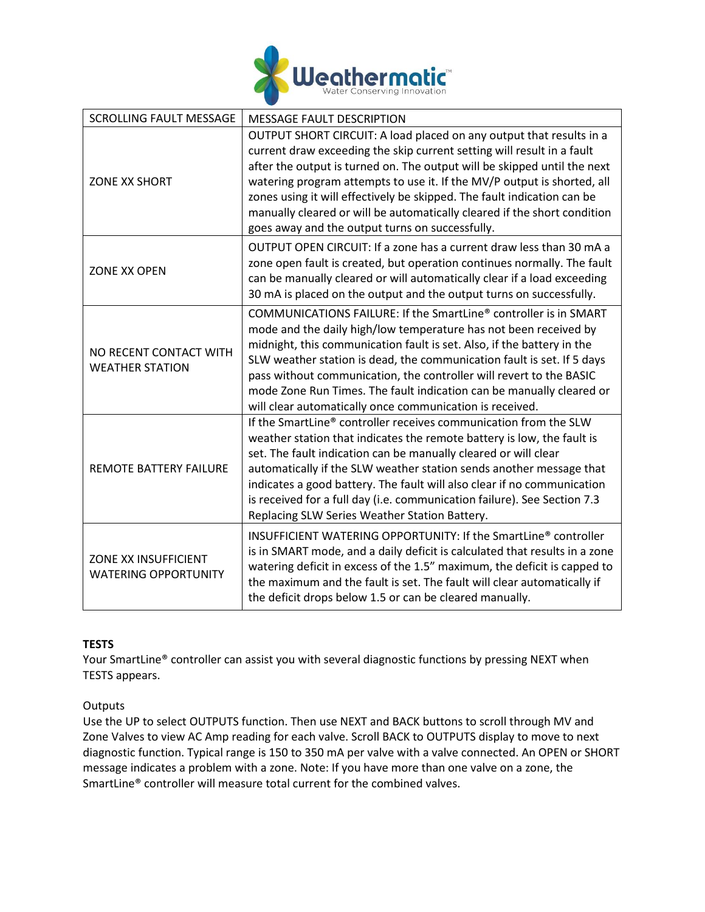| SCROLLING FAULT MESSAGE | MESSAGE FAULT DESCRIPTION |
| --- | --- |
| ZONE XX SHORT | OUTPUT SHORT CIRCUIT: A load placed on any output that results in a current draw exceeding the skip current setting will result in a fault after the output is turned on. The output will be skipped until the next watering program attempts to use it. If the MV/P output is shorted, all zones using it will effectively be skipped. The fault indication can be manually cleared or will be automatically cleared if the short condition goes away and the output turns on successfully. |
| ZONE XX OPEN | OUTPUT OPEN CIRCUIT: If a zone has a current draw less than 30 mA a zone open fault is created, but operation continues normally. The fault can be manually cleared or will automatically clear if a load exceeding 30 mA is placed on the output and the output turns on successfully. |
| NO RECENT CONTACT WITH WEATHER STATION | COMMUNICATIONS FAILURE: If the SmartLine® controller is in SMART mode and the daily high/low temperature has not been received by midnight, this communication fault is set. Also, if the battery in the SLW weather station is dead, the communication fault is set. If 5 days pass without communication, the controller will revert to the BASIC mode Zone Run Times. The fault indication can be manually cleared or will clear automatically once communication is received. |
| REMOTE BATTERY FAILURE | If the SmartLine® controller receives communication from the SLW weather station that indicates the remote battery is low, the fault is set. The fault indication can be manually cleared or will clear automatically if the SLW weather station sends another message that indicates a good battery. The fault will also clear if no communication is received for a full day (i.e. communication failure). See Section 7.3 Replacing SLW Series Weather Station Battery. |
| ZONE XX INSUFFICIENT WATERING OPPORTUNITY | INSUFFICIENT WATERING OPPORTUNITY: If the SmartLine® controller is in SMART mode, and a daily deficit is calculated that results in a zone watering deficit in excess of the 1.5" maximum, the deficit is capped to the maximum and the fault is set. The fault will clear automatically if the deficit drops below 1.5 or can be cleared manually. |

**TESTS**

Your SmartLine® controller can assist you with several diagnostic functions by pressing NEXT when TESTS appears.

Outputs

Use the UP to select OUTPUTS function. Then use NEXT and BACK buttons to scroll through MV and Zone Valves to view AC Amp reading for each valve. Scroll BACK to OUTPUTS display to move to next diagnostic function. Typical range is 150 to 350 mA per valve with a valve connected. An OPEN or SHORT message indicates a problem with a zone. Note: If you have more than one valve on a zone, the SmartLine® controller will measure total current for the combined valves.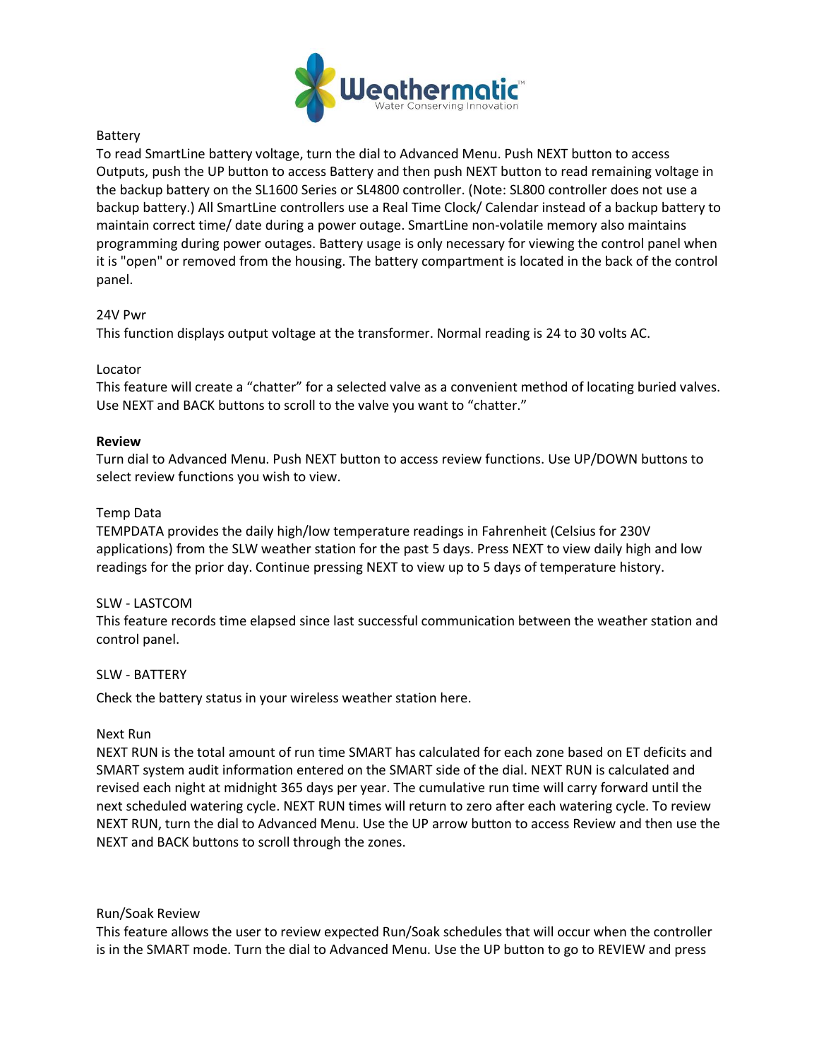Battery

To read SmartLine battery voltage, turn the dial to Advanced Menu. Push NEXT button to access Outputs, push the UP button to access Battery and then push NEXT button to read remaining voltage in the backup battery on the SL1600 Series or SL4800 controller. (Note: SL800 controller does not use a backup battery.) All SmartLine controllers use a Real Time Clock/ Calendar instead of a backup battery to maintain correct time/ date during a power outage. SmartLine non-volatile memory also maintains programming during power outages. Battery usage is only necessary for viewing the control panel when it is "open" or removed from the housing. The battery compartment is located in the back of the control panel.

24V Pwr

This function displays output voltage at the transformer. Normal reading is 24 to 30 volts AC.

Locator

This feature will create a “chatter” for a selected valve as a convenient method of locating buried valves. Use NEXT and BACK buttons to scroll to the valve you want to “chatter.”

**Review**

Turn dial to Advanced Menu. Push NEXT button to access review functions. Use UP/DOWN buttons to select review functions you wish to view.

Temp Data

TEMPDATA provides the daily high/low temperature readings in Fahrenheit (Celsius for 230V applications) from the SLW weather station for the past 5 days. Press NEXT to view daily high and low readings for the prior day. Continue pressing NEXT to view up to 5 days of temperature history.

SLW - LASTCOM

This feature records time elapsed since last successful communication between the weather station and control panel.

SLW - BATTERY

Check the battery status in your wireless weather station here.

Next Run

NEXT RUN is the total amount of run time SMART has calculated for each zone based on ET deficits and SMART system audit information entered on the SMART side of the dial. NEXT RUN is calculated and revised each night at midnight 365 days per year. The cumulative run time will carry forward until the next scheduled watering cycle. NEXT RUN times will return to zero after each watering cycle. To review NEXT RUN, turn the dial to Advanced Menu. Use the UP arrow button to access Review and then use the NEXT and BACK buttons to scroll through the zones.

Run/Soak Review

This feature allows the user to review expected Run/Soak schedules that will occur when the controller is in the SMART mode. Turn the dial to Advanced Menu. Use the UP button to go to REVIEW and press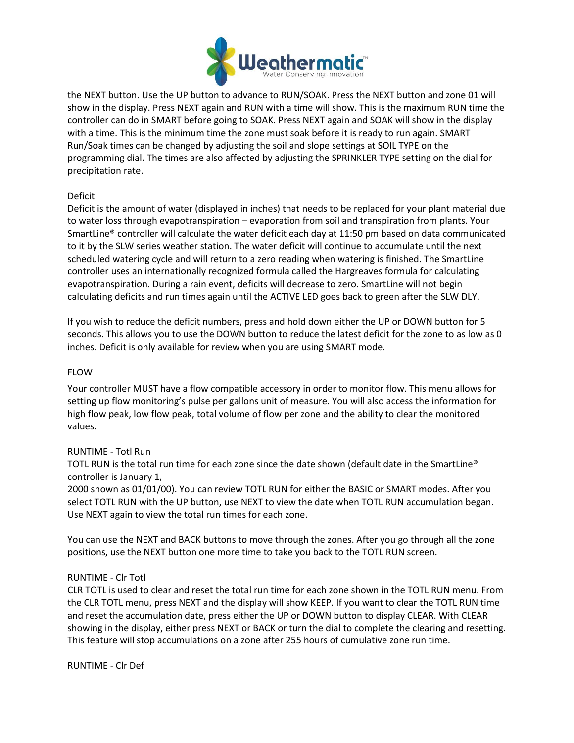the NEXT button. Use the UP button to advance to RUN/SOAK. Press the NEXT button and zone 01 will show in the display. Press NEXT again and RUN with a time will show. This is the maximum RUN time the controller can do in SMART before going to SOAK. Press NEXT again and SOAK will show in the display with a time. This is the minimum time the zone must soak before it is ready to run again. SMART Run/Soak times can be changed by adjusting the soil and slope settings at SOIL TYPE on the programming dial. The times are also affected by adjusting the SPRINKLER TYPE setting on the dial for precipitation rate.

### Deficit

Deficit is the amount of water (displayed in inches) that needs to be replaced for your plant material due to water loss through evapotranspiration – evaporation from soil and transpiration from plants. Your SmartLine® controller will calculate the water deficit each day at 11:50 pm based on data communicated to it by the SLW series weather station. The water deficit will continue to accumulate until the next scheduled watering cycle and will return to a zero reading when watering is finished. The SmartLine controller uses an internationally recognized formula called the Hargreaves formula for calculating evapotranspiration. During a rain event, deficits will decrease to zero. SmartLine will not begin calculating deficits and run times again until the ACTIVE LED goes back to green after the SLW DLY.

If you wish to reduce the deficit numbers, press and hold down either the UP or DOWN button for 5 seconds. This allows you to use the DOWN button to reduce the latest deficit for the zone to as low as 0 inches. Deficit is only available for review when you are using SMART mode.

### FLOW

Your controller MUST have a flow compatible accessory in order to monitor flow. This menu allows for setting up flow monitoring's pulse per gallons unit of measure. You will also access the information for high flow peak, low flow peak, total volume of flow per zone and the ability to clear the monitored values.

### RUNTIME - Totl Run

TOTL RUN is the total run time for each zone since the date shown (default date in the SmartLine® controller is January 1,
2000 shown as 01/01/00). You can review TOTL RUN for either the BASIC or SMART modes. After you select TOTL RUN with the UP button, use NEXT to view the date when TOTL RUN accumulation began. Use NEXT again to view the total run times for each zone.

You can use the NEXT and BACK buttons to move through the zones. After you go through all the zone positions, use the NEXT button one more time to take you back to the TOTL RUN screen.

### RUNTIME - Clr Totl

CLR TOTL is used to clear and reset the total run time for each zone shown in the TOTL RUN menu. From the CLR TOTL menu, press NEXT and the display will show KEEP. If you want to clear the TOTL RUN time and reset the accumulation date, press either the UP or DOWN button to display CLEAR. With CLEAR showing in the display, either press NEXT or BACK or turn the dial to complete the clearing and resetting. This feature will stop accumulations on a zone after 255 hours of cumulative zone run time.

### RUNTIME - Clr Def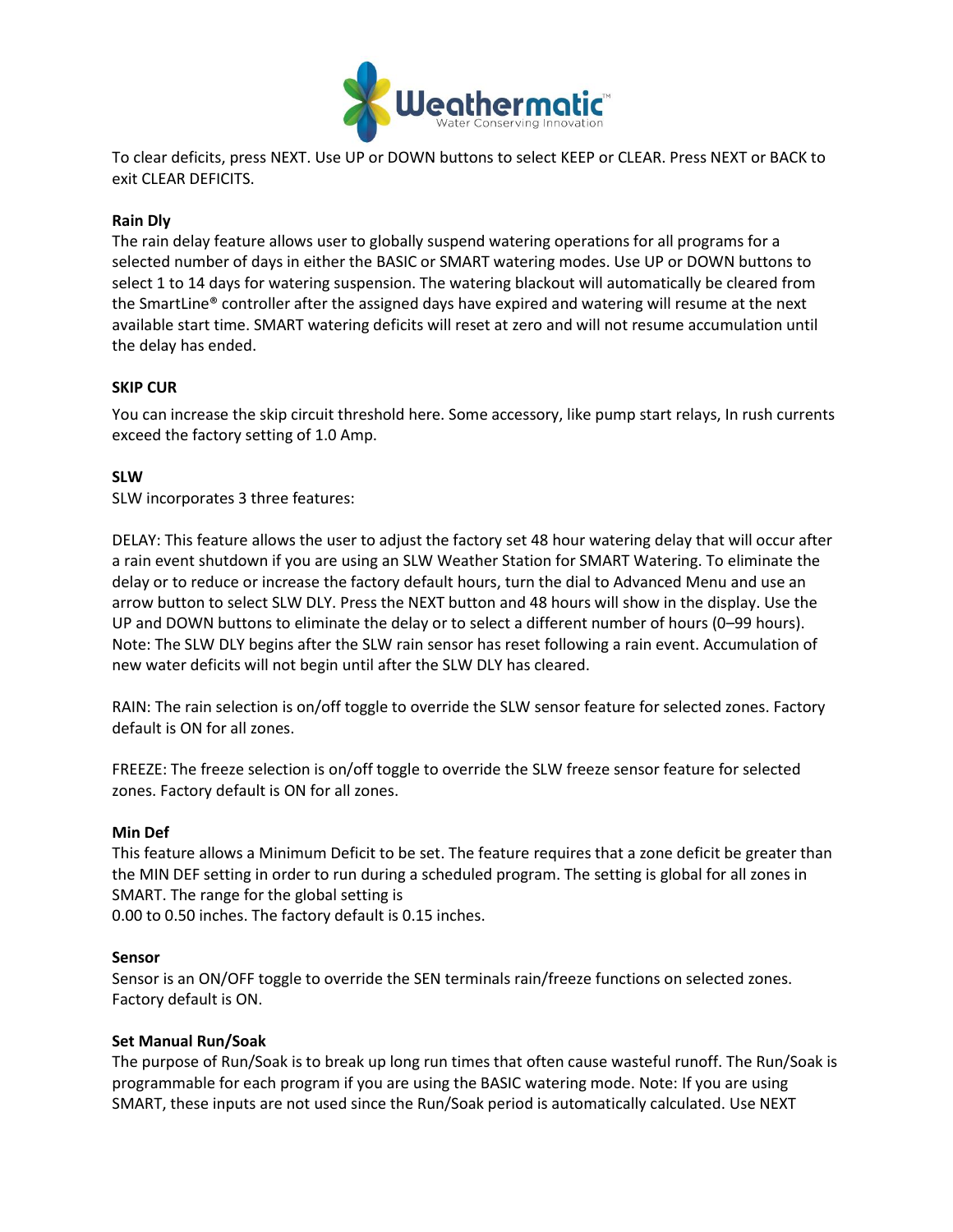To clear deficits, press NEXT. Use UP or DOWN buttons to select KEEP or CLEAR. Press NEXT or BACK to exit CLEAR DEFICITS.

**Rain Dly**

The rain delay feature allows user to globally suspend watering operations for all programs for a selected number of days in either the BASIC or SMART watering modes. Use UP or DOWN buttons to select 1 to 14 days for watering suspension. The watering blackout will automatically be cleared from the SmartLine® controller after the assigned days have expired and watering will resume at the next available start time. SMART watering deficits will reset at zero and will not resume accumulation until the delay has ended.

**SKIP CUR**

You can increase the skip circuit threshold here. Some accessory, like pump start relays, In rush currents exceed the factory setting of 1.0 Amp.

**SLW**

SLW incorporates 3 three features:

DELAY: This feature allows the user to adjust the factory set 48 hour watering delay that will occur after a rain event shutdown if you are using an SLW Weather Station for SMART Watering. To eliminate the delay or to reduce or increase the factory default hours, turn the dial to Advanced Menu and use an arrow button to select SLW DLY. Press the NEXT button and 48 hours will show in the display. Use the UP and DOWN buttons to eliminate the delay or to select a different number of hours (0–99 hours). Note: The SLW DLY begins after the SLW rain sensor has reset following a rain event. Accumulation of new water deficits will not begin until after the SLW DLY has cleared.

RAIN: The rain selection is on/off toggle to override the SLW sensor feature for selected zones. Factory default is ON for all zones.

FREEZE: The freeze selection is on/off toggle to override the SLW freeze sensor feature for selected zones. Factory default is ON for all zones.

**Min Def**

This feature allows a Minimum Deficit to be set. The feature requires that a zone deficit be greater than the MIN DEF setting in order to run during a scheduled program. The setting is global for all zones in SMART. The range for the global setting is
0.00 to 0.50 inches. The factory default is 0.15 inches.

**Sensor**

Sensor is an ON/OFF toggle to override the SEN terminals rain/freeze functions on selected zones. Factory default is ON.

**Set Manual Run/Soak**

The purpose of Run/Soak is to break up long run times that often cause wasteful runoff. The Run/Soak is programmable for each program if you are using the BASIC watering mode. Note: If you are using SMART, these inputs are not used since the Run/Soak period is automatically calculated. Use NEXT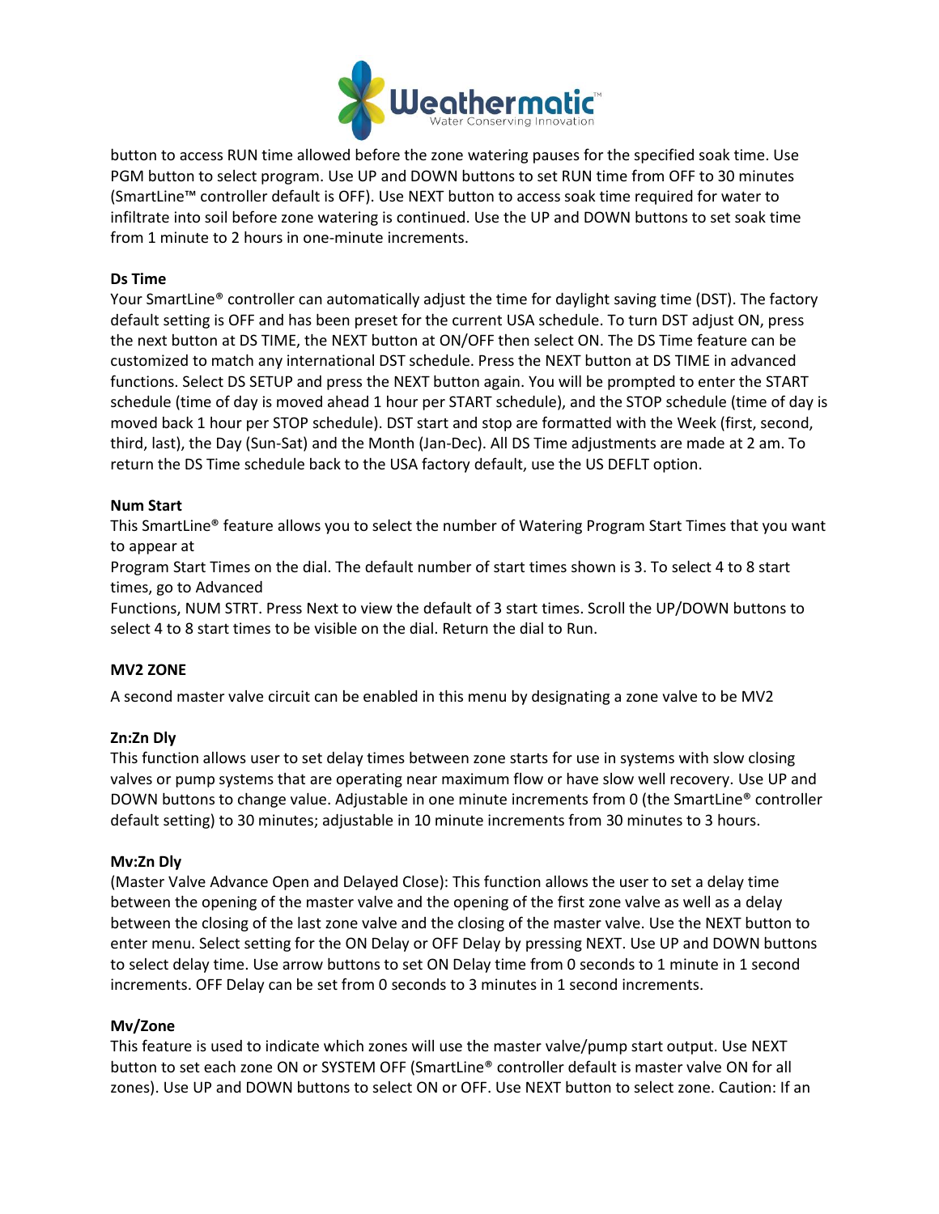button to access RUN time allowed before the zone watering pauses for the specified soak time. Use PGM button to select program. Use UP and DOWN buttons to set RUN time from OFF to 30 minutes (SmartLine™ controller default is OFF). Use NEXT button to access soak time required for water to infiltrate into soil before zone watering is continued. Use the UP and DOWN buttons to set soak time from 1 minute to 2 hours in one-minute increments.

**Ds Time**

Your SmartLine® controller can automatically adjust the time for daylight saving time (DST). The factory default setting is OFF and has been preset for the current USA schedule. To turn DST adjust ON, press the next button at DS TIME, the NEXT button at ON/OFF then select ON. The DS Time feature can be customized to match any international DST schedule. Press the NEXT button at DS TIME in advanced functions. Select DS SETUP and press the NEXT button again. You will be prompted to enter the START schedule (time of day is moved ahead 1 hour per START schedule), and the STOP schedule (time of day is moved back 1 hour per STOP schedule). DST start and stop are formatted with the Week (first, second, third, last), the Day (Sun-Sat) and the Month (Jan-Dec). All DS Time adjustments are made at 2 am. To return the DS Time schedule back to the USA factory default, use the US DEFLT option.

**Num Start**

This SmartLine® feature allows you to select the number of Watering Program Start Times that you want to appear at
Program Start Times on the dial. The default number of start times shown is 3. To select 4 to 8 start times, go to Advanced
Functions, NUM STRT. Press Next to view the default of 3 start times. Scroll the UP/DOWN buttons to select 4 to 8 start times to be visible on the dial. Return the dial to Run.

**MV2 ZONE**

A second master valve circuit can be enabled in this menu by designating a zone valve to be MV2

**Zn:Zn Dly**

This function allows user to set delay times between zone starts for use in systems with slow closing valves or pump systems that are operating near maximum flow or have slow well recovery. Use UP and DOWN buttons to change value. Adjustable in one minute increments from 0 (the SmartLine® controller default setting) to 30 minutes; adjustable in 10 minute increments from 30 minutes to 3 hours.

**Mv:Zn Dly**

(Master Valve Advance Open and Delayed Close): This function allows the user to set a delay time between the opening of the master valve and the opening of the first zone valve as well as a delay between the closing of the last zone valve and the closing of the master valve. Use the NEXT button to enter menu. Select setting for the ON Delay or OFF Delay by pressing NEXT. Use UP and DOWN buttons to select delay time. Use arrow buttons to set ON Delay time from 0 seconds to 1 minute in 1 second increments. OFF Delay can be set from 0 seconds to 3 minutes in 1 second increments.

**Mv/Zone**

This feature is used to indicate which zones will use the master valve/pump start output. Use NEXT button to set each zone ON or SYSTEM OFF (SmartLine® controller default is master valve ON for all zones). Use UP and DOWN buttons to select ON or OFF. Use NEXT button to select zone. Caution: If an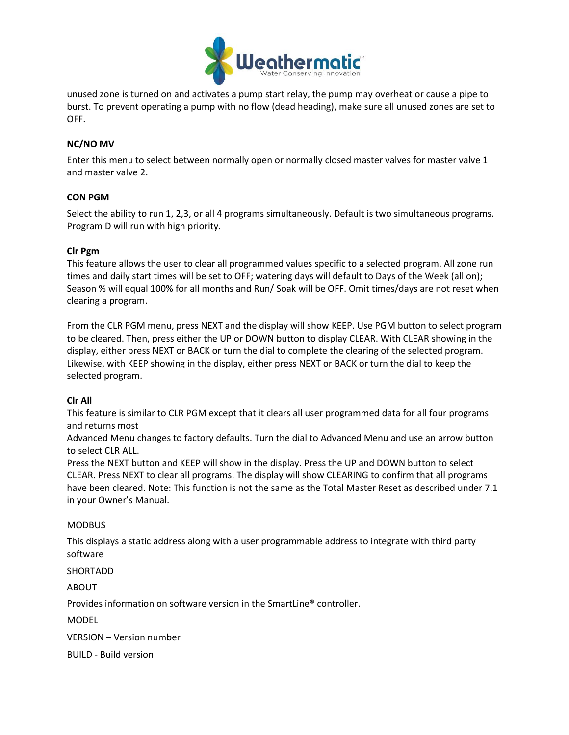unused zone is turned on and activates a pump start relay, the pump may overheat or cause a pipe to burst. To prevent operating a pump with no flow (dead heading), make sure all unused zones are set to OFF.

### NC/NO MV

Enter this menu to select between normally open or normally closed master valves for master valve 1 and master valve 2.

### CON PGM

Select the ability to run 1, 2,3, or all 4 programs simultaneously. Default is two simultaneous programs. Program D will run with high priority.

### Clr Pgm

This feature allows the user to clear all programmed values specific to a selected program. All zone run times and daily start times will be set to OFF; watering days will default to Days of the Week (all on); Season % will equal 100% for all months and Run/ Soak will be OFF. Omit times/days are not reset when clearing a program.

From the CLR PGM menu, press NEXT and the display will show KEEP. Use PGM button to select program to be cleared. Then, press either the UP or DOWN button to display CLEAR. With CLEAR showing in the display, either press NEXT or BACK or turn the dial to complete the clearing of the selected program. Likewise, with KEEP showing in the display, either press NEXT or BACK or turn the dial to keep the selected program.

### Clr All

This feature is similar to CLR PGM except that it clears all user programmed data for all four programs and returns most
Advanced Menu changes to factory defaults. Turn the dial to Advanced Menu and use an arrow button to select CLR ALL.
Press the NEXT button and KEEP will show in the display. Press the UP and DOWN button to select CLEAR. Press NEXT to clear all programs. The display will show CLEARING to confirm that all programs have been cleared. Note: This function is not the same as the Total Master Reset as described under 7.1 in your Owner's Manual.

MODBUS

This displays a static address along with a user programmable address to integrate with third party software

SHORTADD

ABOUT

Provides information on software version in the SmartLine® controller.

MODEL

VERSION – Version number

BUILD - Build version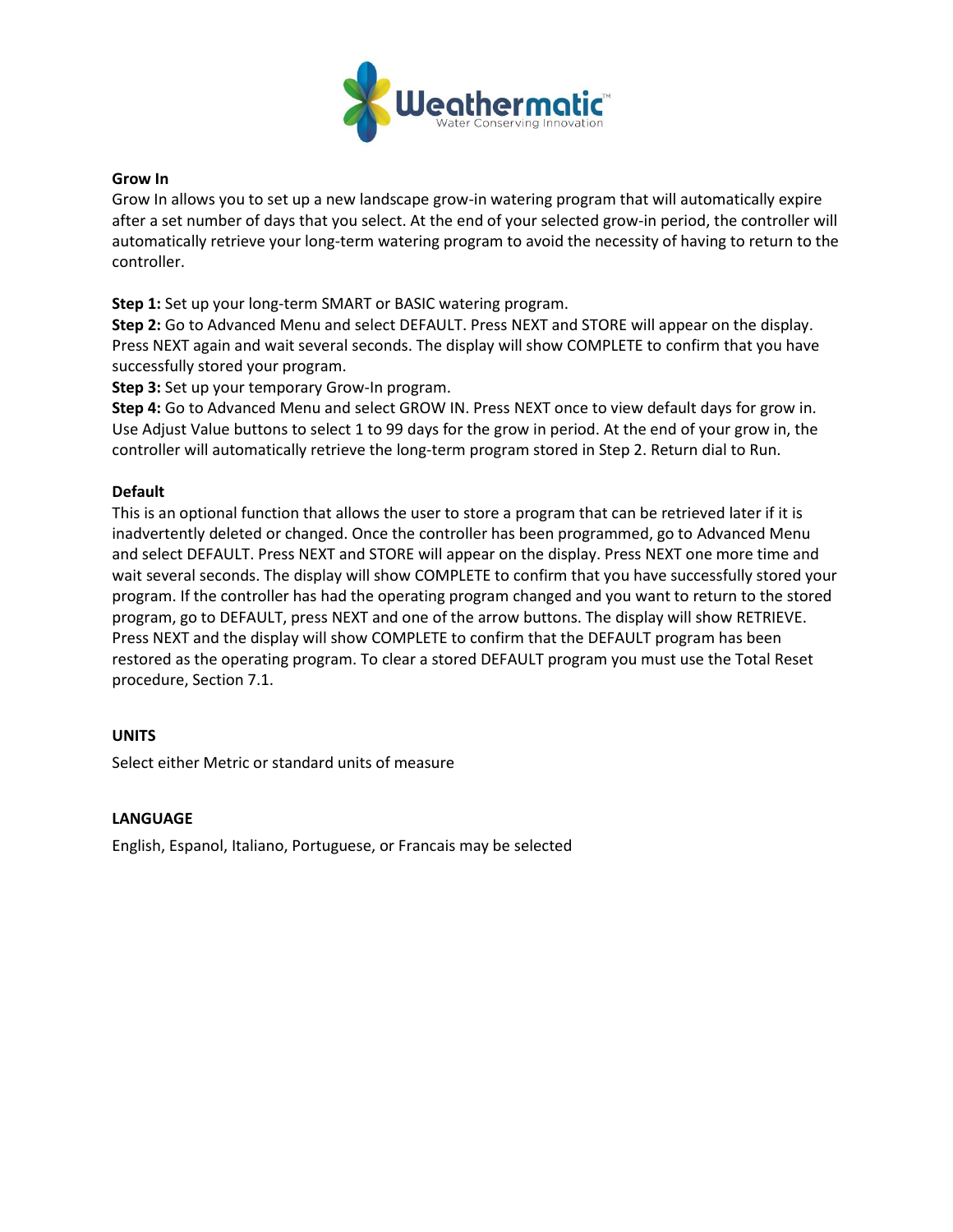## Grow In

Grow In allows you to set up a new landscape grow-in watering program that will automatically expire after a set number of days that you select. At the end of your selected grow-in period, the controller will automatically retrieve your long-term watering program to avoid the necessity of having to return to the controller.

**Step 1:** Set up your long-term SMART or BASIC watering program.
**Step 2:** Go to Advanced Menu and select DEFAULT. Press NEXT and STORE will appear on the display. Press NEXT again and wait several seconds. The display will show COMPLETE to confirm that you have successfully stored your program.
**Step 3:** Set up your temporary Grow-In program.
**Step 4:** Go to Advanced Menu and select GROW IN. Press NEXT once to view default days for grow in. Use Adjust Value buttons to select 1 to 99 days for the grow in period. At the end of your grow in, the controller will automatically retrieve the long-term program stored in Step 2. Return dial to Run.

## Default

This is an optional function that allows the user to store a program that can be retrieved later if it is inadvertently deleted or changed. Once the controller has been programmed, go to Advanced Menu and select DEFAULT. Press NEXT and STORE will appear on the display. Press NEXT one more time and wait several seconds. The display will show COMPLETE to confirm that you have successfully stored your program. If the controller has had the operating program changed and you want to return to the stored program, go to DEFAULT, press NEXT and one of the arrow buttons. The display will show RETRIEVE. Press NEXT and the display will show COMPLETE to confirm that the DEFAULT program has been restored as the operating program. To clear a stored DEFAULT program you must use the Total Reset procedure, Section 7.1.

## UNITS

Select either Metric or standard units of measure

## LANGUAGE

English, Espanol, Italiano, Portuguese, or Francais may be selected